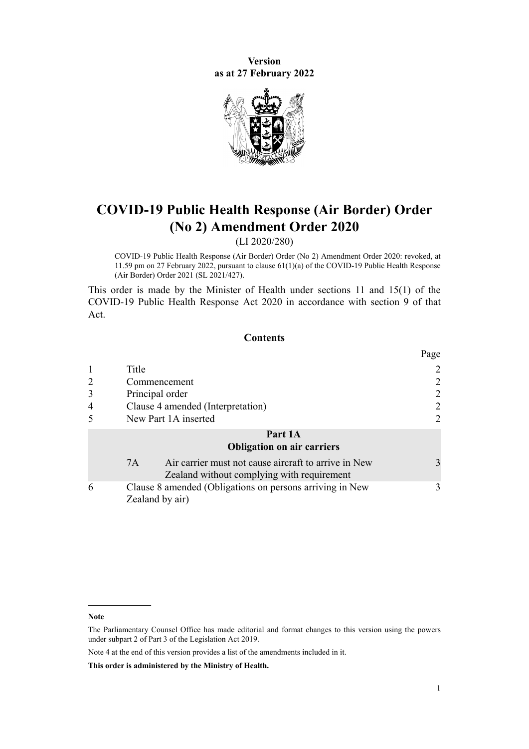**Version**
**as at 27 February 2022**

# COVID-19 Public Health Response (Air Border) Order (No 2) Amendment Order 2020

(LI 2020/280)

COVID-19 Public Health Response (Air Border) Order (No 2) Amendment Order 2020: revoked, at 11.59 pm on 27 February 2022, pursuant to clause 61(1)(a) of the COVID-19 Public Health Response (Air Border) Order 2021 (SL 2021/427).

This order is made by the Minister of Health under sections 11 and 15(1) of the COVID-19 Public Health Response Act 2020 in accordance with section 9 of that Act.

## Contents

| | | | Page |
|---|---|---|---|
| 1 | Title | | 2 |
| 2 | Commencement | | 2 |
| 3 | Principal order | | 2 |
| 4 | Clause 4 amended (Interpretation) | | 2 |
| 5 | New Part 1A inserted | | 2 |
| | **Part 1A** **Obligation on air carriers** | | |
| | 7A | Air carrier must not cause aircraft to arrive in New Zealand without complying with requirement | 3 |
| 6 | Clause 8 amended (Obligations on persons arriving in New Zealand by air) | | 3 |

---

**Note**

The Parliamentary Counsel Office has made editorial and format changes to this version using the powers under subpart 2 of Part 3 of the Legislation Act 2019.

Note 4 at the end of this version provides a list of the amendments included in it.

**This order is administered by the Ministry of Health.**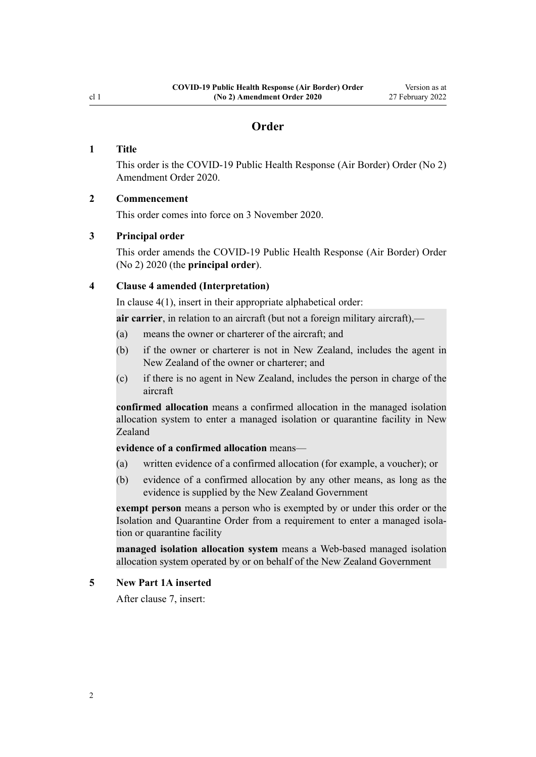## Order

### 1 Title

This order is the COVID-19 Public Health Response (Air Border) Order (No 2) Amendment Order 2020.

### 2 Commencement

This order comes into force on 3 November 2020.

### 3 Principal order

This order amends the COVID-19 Public Health Response (Air Border) Order (No 2) 2020 (the **principal order**).

### 4 Clause 4 amended (Interpretation)

In clause 4(1), insert in their appropriate alphabetical order:

**air carrier**, in relation to an aircraft (but not a foreign military aircraft),—

(a) means the owner or charterer of the aircraft; and

(b) if the owner or charterer is not in New Zealand, includes the agent in New Zealand of the owner or charterer; and

(c) if there is no agent in New Zealand, includes the person in charge of the aircraft

**confirmed allocation** means a confirmed allocation in the managed isolation allocation system to enter a managed isolation or quarantine facility in New Zealand

**evidence of a confirmed allocation** means—

(a) written evidence of a confirmed allocation (for example, a voucher); or

(b) evidence of a confirmed allocation by any other means, as long as the evidence is supplied by the New Zealand Government

**exempt person** means a person who is exempted by or under this order or the Isolation and Quarantine Order from a requirement to enter a managed isolation or quarantine facility

**managed isolation allocation system** means a Web-based managed isolation allocation system operated by or on behalf of the New Zealand Government

### 5 New Part 1A inserted

After clause 7, insert: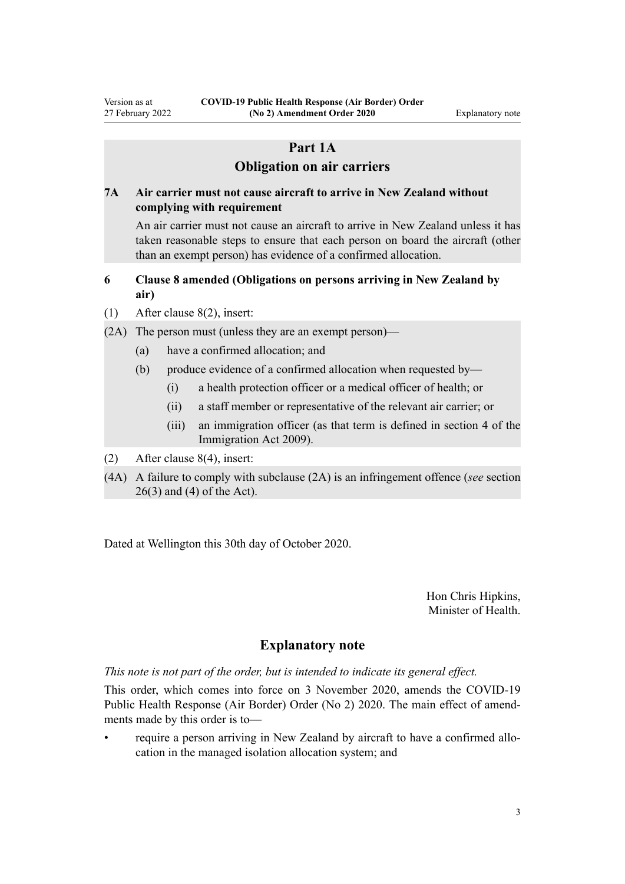## Part 1A
## Obligation on air carriers

**7A Air carrier must not cause aircraft to arrive in New Zealand without complying with requirement**

An air carrier must not cause an aircraft to arrive in New Zealand unless it has taken reasonable steps to ensure that each person on board the aircraft (other than an exempt person) has evidence of a confirmed allocation.

**6 Clause 8 amended (Obligations on persons arriving in New Zealand by air)**

(1) After clause 8(2), insert:

(2A) The person must (unless they are an exempt person)—

- (a) have a confirmed allocation; and
- (b) produce evidence of a confirmed allocation when requested by—
  - (i) a health protection officer or a medical officer of health; or
  - (ii) a staff member or representative of the relevant air carrier; or
  - (iii) an immigration officer (as that term is defined in section 4 of the Immigration Act 2009).

(2) After clause 8(4), insert:

(4A) A failure to comply with subclause (2A) is an infringement offence (*see* section 26(3) and (4) of the Act).

Dated at Wellington this 30th day of October 2020.

Hon Chris Hipkins,
Minister of Health.

## Explanatory note

*This note is not part of the order, but is intended to indicate its general effect.*

This order, which comes into force on 3 November 2020, amends the COVID-19 Public Health Response (Air Border) Order (No 2) 2020. The main effect of amendments made by this order is to—

- require a person arriving in New Zealand by aircraft to have a confirmed allocation in the managed isolation allocation system; and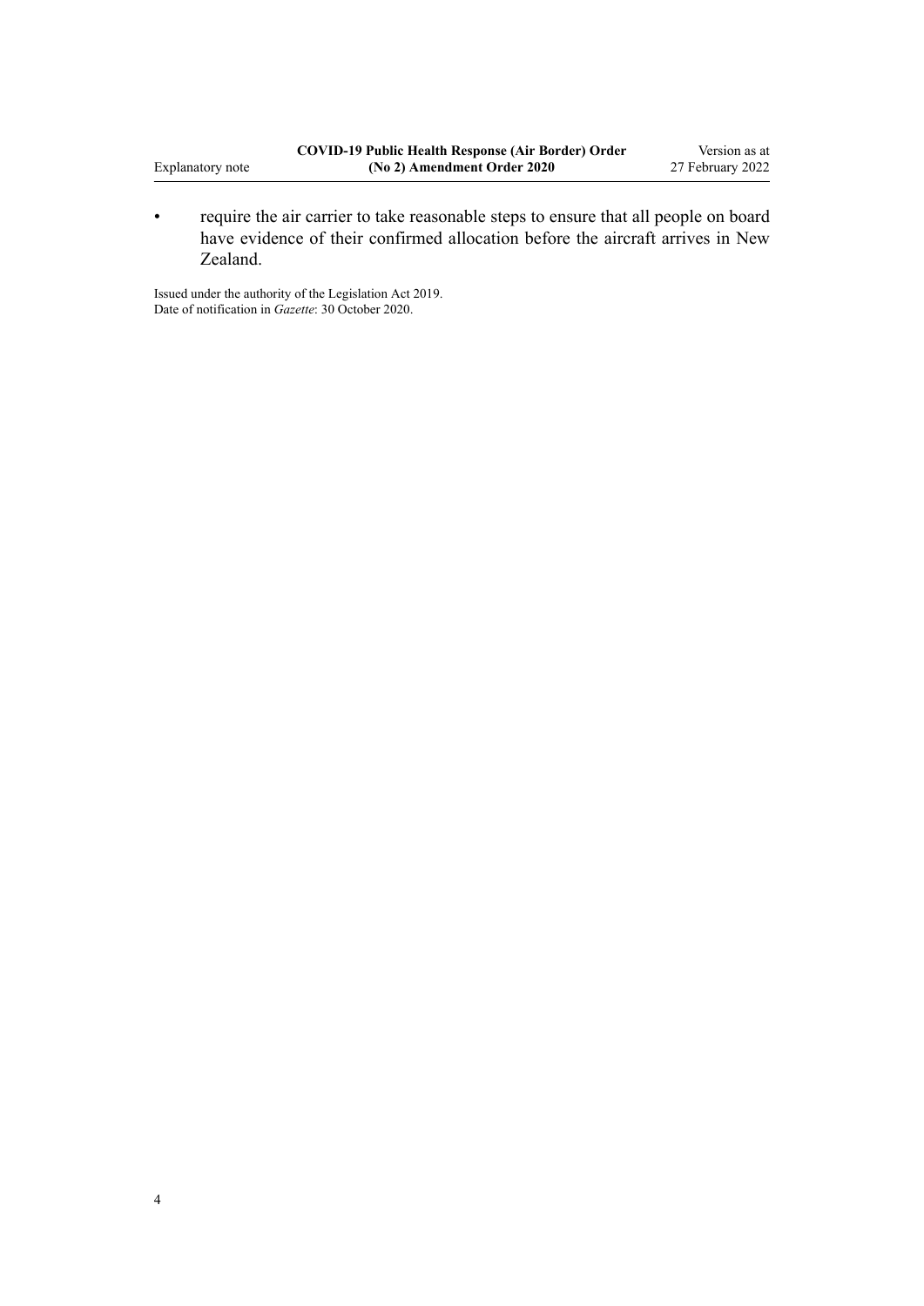- require the air carrier to take reasonable steps to ensure that all people on board have evidence of their confirmed allocation before the aircraft arrives in New Zealand.

Issued under the authority of the Legislation Act 2019.
Date of notification in *Gazette*: 30 October 2020.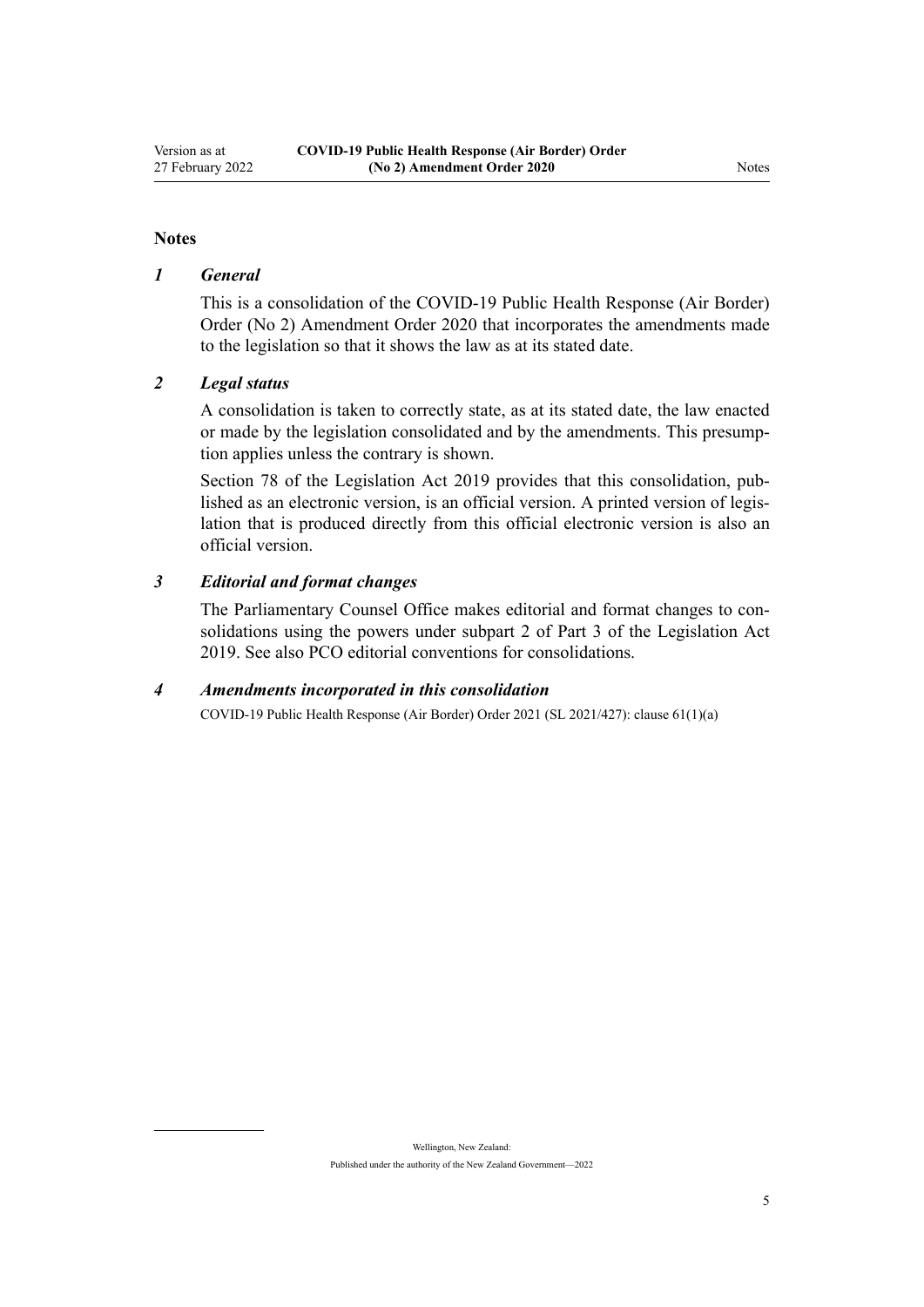## Notes

### *1 General*

This is a consolidation of the COVID-19 Public Health Response (Air Border) Order (No 2) Amendment Order 2020 that incorporates the amendments made to the legislation so that it shows the law as at its stated date.

### *2 Legal status*

A consolidation is taken to correctly state, as at its stated date, the law enacted or made by the legislation consolidated and by the amendments. This presumption applies unless the contrary is shown.

Section 78 of the Legislation Act 2019 provides that this consolidation, published as an electronic version, is an official version. A printed version of legislation that is produced directly from this official electronic version is also an official version.

### *3 Editorial and format changes*

The Parliamentary Counsel Office makes editorial and format changes to consolidations using the powers under subpart 2 of Part 3 of the Legislation Act 2019. See also PCO editorial conventions for consolidations.

### *4 Amendments incorporated in this consolidation*

COVID-19 Public Health Response (Air Border) Order 2021 (SL 2021/427): clause 61(1)(a)

Wellington, New Zealand:

Published under the authority of the New Zealand Government—2022